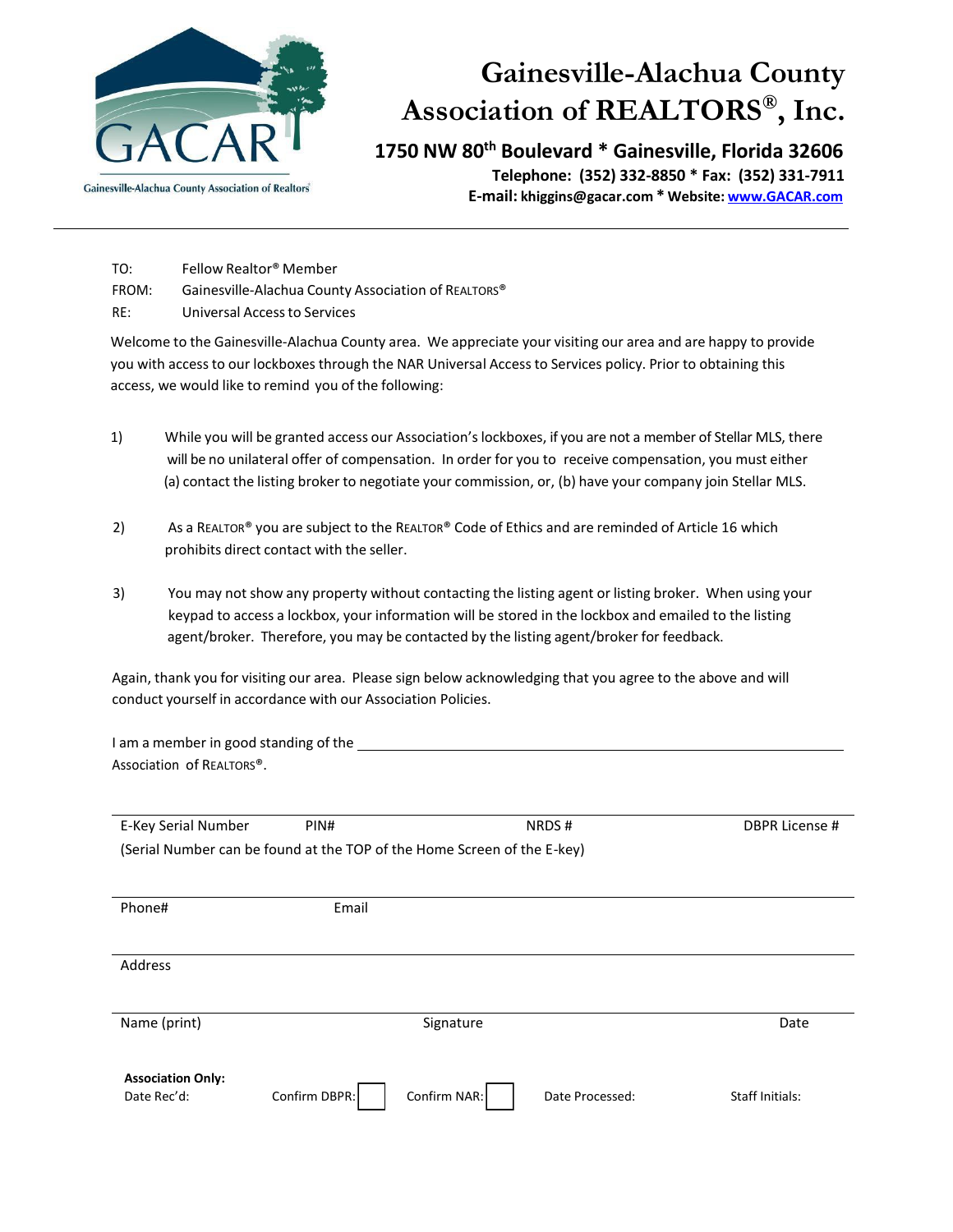Gainesville-Alachua County Association of Realtors

# Gainesville-Alachua County Association of REALTORS®, Inc.

**1750 NW 80th Boulevard * Gainesville, Florida 32606**

**Telephone: (352) 332-8850 * Fax: (352) 331-7911**

**E-mail: khiggins@gacar.com * Website: www.GACAR.com**

---

TO: Fellow Realtor® Member

FROM: Gainesville-Alachua County Association of REALTORS®

RE: Universal Access to Services

Welcome to the Gainesville-Alachua County area. We appreciate your visiting our area and are happy to provide you with access to our lockboxes through the NAR Universal Access to Services policy. Prior to obtaining this access, we would like to remind you of the following:

1) While you will be granted access our Association's lockboxes, if you are not a member of Stellar MLS, there will be no unilateral offer of compensation. In order for you to receive compensation, you must either (a) contact the listing broker to negotiate your commission, or, (b) have your company join Stellar MLS.

2) As a REALTOR® you are subject to the REALTOR® Code of Ethics and are reminded of Article 16 which prohibits direct contact with the seller.

3) You may not show any property without contacting the listing agent or listing broker. When using your keypad to access a lockbox, your information will be stored in the lockbox and emailed to the listing agent/broker. Therefore, you may be contacted by the listing agent/broker for feedback.

Again, thank you for visiting our area. Please sign below acknowledging that you agree to the above and will conduct yourself in accordance with our Association Policies.

I am a member in good standing of the \_\_\_\_\_\_\_\_\_\_\_\_\_\_\_\_\_\_\_\_\_\_\_\_\_\_\_\_\_\_\_\_\_\_\_\_\_\_\_\_\_\_\_\_ Association of REALTORS®.

---

E-Key Serial Number PIN# NRDS # DBPR License #

(Serial Number can be found at the TOP of the Home Screen of the E-key)

---

Phone# Email

---

Address

---

Name (print) Signature Date

**Association Only:**

Date Rec'd: Confirm DBPR: ☐ Confirm NAR: ☐ Date Processed: Staff Initials: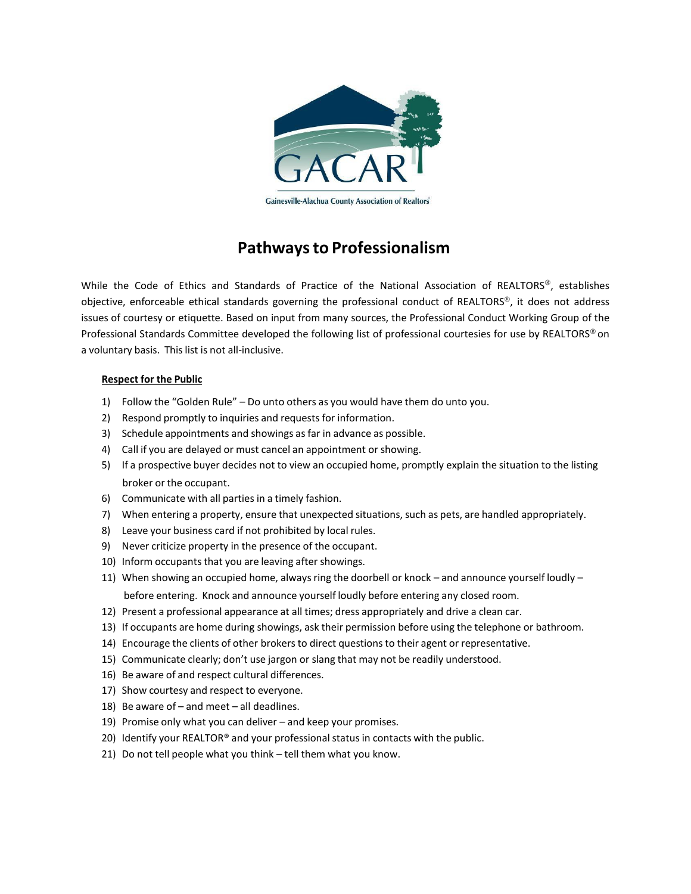GACAR

Gainesville-Alachua County Association of Realtors

# Pathways to Professionalism

While the Code of Ethics and Standards of Practice of the National Association of REALTORS®, establishes objective, enforceable ethical standards governing the professional conduct of REALTORS®, it does not address issues of courtesy or etiquette. Based on input from many sources, the Professional Conduct Working Group of the Professional Standards Committee developed the following list of professional courtesies for use by REALTORS® on a voluntary basis. This list is not all-inclusive.

**Respect for the Public**

1) Follow the "Golden Rule" – Do unto others as you would have them do unto you.
2) Respond promptly to inquiries and requests for information.
3) Schedule appointments and showings as far in advance as possible.
4) Call if you are delayed or must cancel an appointment or showing.
5) If a prospective buyer decides not to view an occupied home, promptly explain the situation to the listing broker or the occupant.
6) Communicate with all parties in a timely fashion.
7) When entering a property, ensure that unexpected situations, such as pets, are handled appropriately.
8) Leave your business card if not prohibited by local rules.
9) Never criticize property in the presence of the occupant.
10) Inform occupants that you are leaving after showings.
11) When showing an occupied home, always ring the doorbell or knock – and announce yourself loudly – before entering. Knock and announce yourself loudly before entering any closed room.
12) Present a professional appearance at all times; dress appropriately and drive a clean car.
13) If occupants are home during showings, ask their permission before using the telephone or bathroom.
14) Encourage the clients of other brokers to direct questions to their agent or representative.
15) Communicate clearly; don't use jargon or slang that may not be readily understood.
16) Be aware of and respect cultural differences.
17) Show courtesy and respect to everyone.
18) Be aware of – and meet – all deadlines.
19) Promise only what you can deliver – and keep your promises.
20) Identify your REALTOR® and your professional status in contacts with the public.
21) Do not tell people what you think – tell them what you know.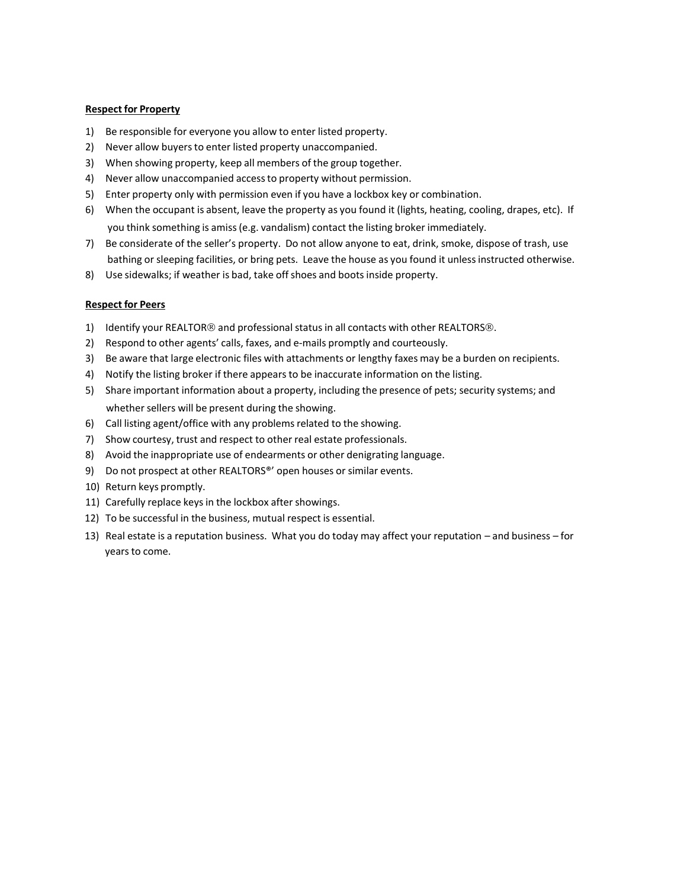**Respect for Property**

1) Be responsible for everyone you allow to enter listed property.
2) Never allow buyers to enter listed property unaccompanied.
3) When showing property, keep all members of the group together.
4) Never allow unaccompanied access to property without permission.
5) Enter property only with permission even if you have a lockbox key or combination.
6) When the occupant is absent, leave the property as you found it (lights, heating, cooling, drapes, etc). If you think something is amiss (e.g. vandalism) contact the listing broker immediately.
7) Be considerate of the seller's property. Do not allow anyone to eat, drink, smoke, dispose of trash, use bathing or sleeping facilities, or bring pets. Leave the house as you found it unless instructed otherwise.
8) Use sidewalks; if weather is bad, take off shoes and boots inside property.

**Respect for Peers**

1) Identify your REALTOR® and professional status in all contacts with other REALTORS®.
2) Respond to other agents' calls, faxes, and e-mails promptly and courteously.
3) Be aware that large electronic files with attachments or lengthy faxes may be a burden on recipients.
4) Notify the listing broker if there appears to be inaccurate information on the listing.
5) Share important information about a property, including the presence of pets; security systems; and whether sellers will be present during the showing.
6) Call listing agent/office with any problems related to the showing.
7) Show courtesy, trust and respect to other real estate professionals.
8) Avoid the inappropriate use of endearments or other denigrating language.
9) Do not prospect at other REALTORS®' open houses or similar events.
10) Return keys promptly.
11) Carefully replace keys in the lockbox after showings.
12) To be successful in the business, mutual respect is essential.
13) Real estate is a reputation business. What you do today may affect your reputation – and business – for years to come.